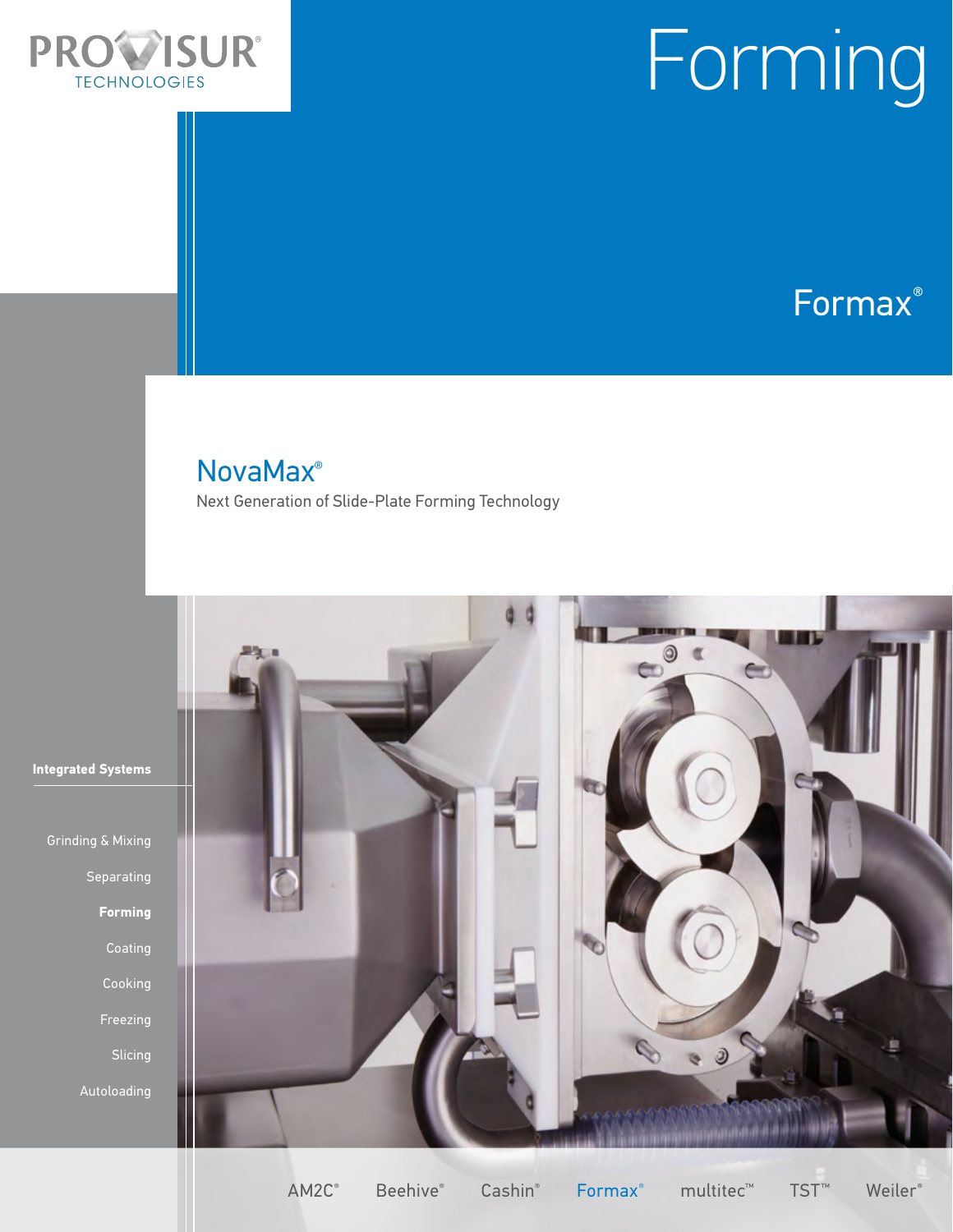PROVISUR® TECHNOLOGIES

# Forming

Formax®

## NovaMax®

Next Generation of Slide-Plate Forming Technology

**Integrated Systems**

- Grinding & Mixing
- Separating
- **Forming**
- Coating
- Cooking
- Freezing
- Slicing
- Autoloading

AM2C® Beehive® Cashin® Formax® multitec™ TST™ Weiler®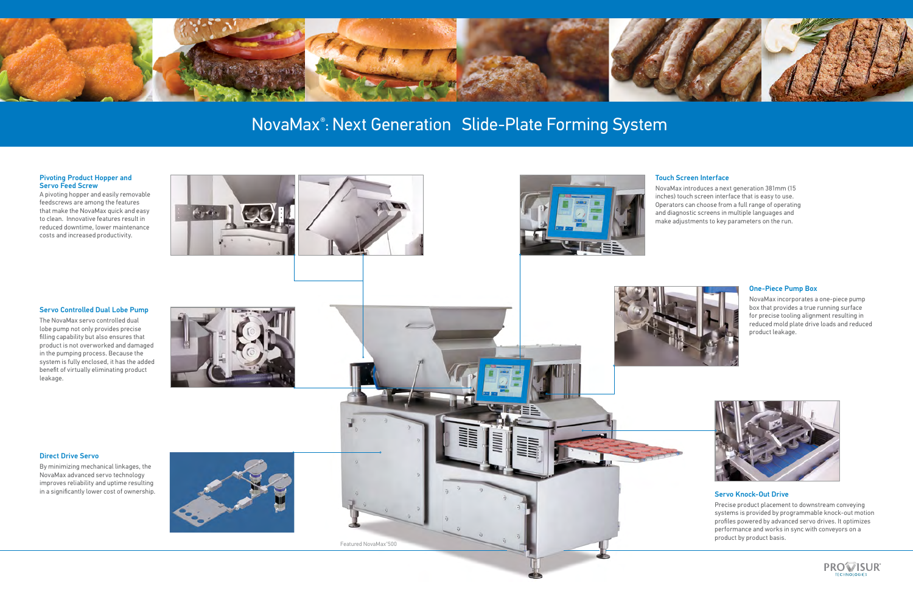# NovaMax®: Next Generation Slide-Plate Forming System

### Pivoting Product Hopper and Servo Feed Screw

A pivoting hopper and easily removable feedscrews are among the features that make the NovaMax quick and easy to clean. Innovative features result in reduced downtime, lower maintenance costs and increased productivity.

### Servo Controlled Dual Lobe Pump

The NovaMax servo controlled dual lobe pump not only provides precise filling capability but also ensures that product is not overworked and damaged in the pumping process. Because the system is fully enclosed, it has the added benefit of virtually eliminating product leakage.

### Direct Drive Servo

By minimizing mechanical linkages, the NovaMax advanced servo technology improves reliability and uptime resulting in a significantly lower cost of ownership.

### Touch Screen Interface

NovaMax introduces a next generation 381mm (15 inches) touch screen interface that is easy to use. Operators can choose from a full range of operating and diagnostic screens in multiple languages and make adjustments to key parameters on the run.

### One-Piece Pump Box

NovaMax incorporates a one-piece pump box that provides a true running surface for precise tooling alignment resulting in reduced mold plate drive loads and reduced product leakage.

### Servo Knock-Out Drive

Precise product placement to downstream conveying systems is provided by programmable knock-out motion profiles powered by advanced servo drives. It optimizes performance and works in sync with conveyors on a product by product basis.

Featured NovaMax®500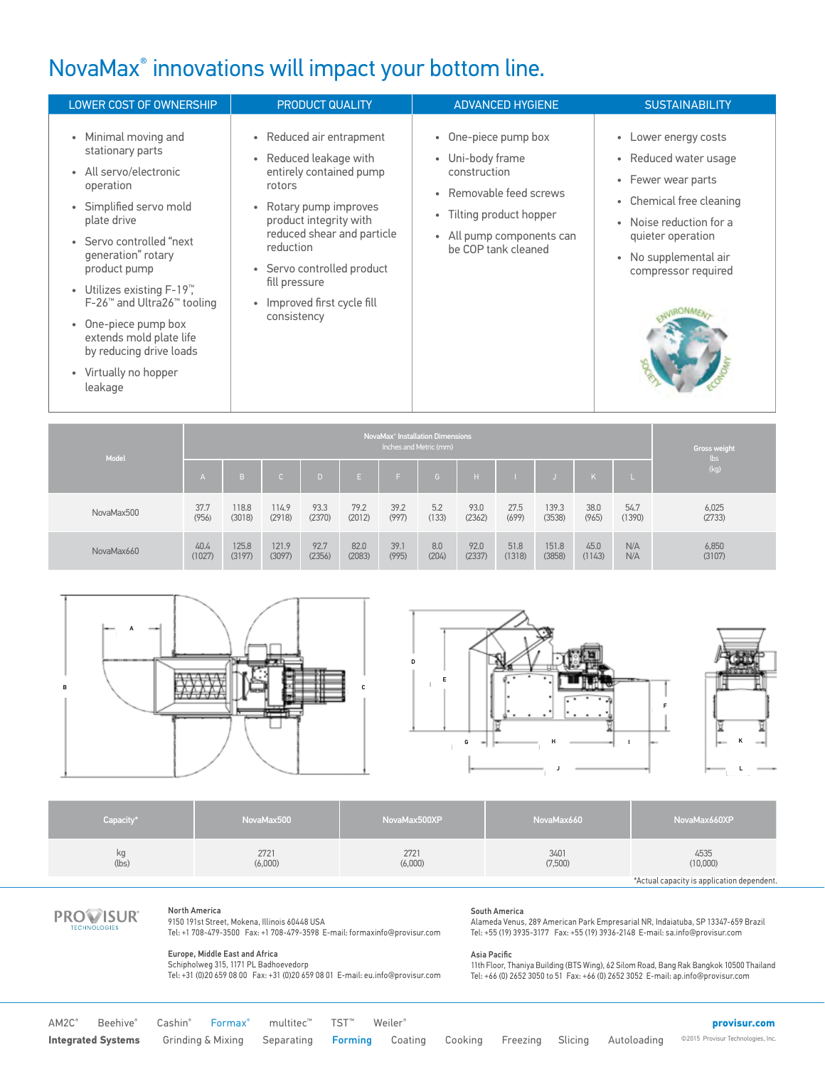# NovaMax® innovations will impact your bottom line.

## LOWER COST OF OWNERSHIP

- Minimal moving and stationary parts
- All servo/electronic operation
- Simplified servo mold plate drive
- Servo controlled "next generation" rotary product pump
- Utilizes existing F-19™, F-26™ and Ultra26™ tooling
- One-piece pump box extends mold plate life by reducing drive loads
- Virtually no hopper leakage

## PRODUCT QUALITY

- Reduced air entrapment
- Reduced leakage with entirely contained pump rotors
- Rotary pump improves product integrity with reduced shear and particle reduction
- Servo controlled product fill pressure
- Improved first cycle fill consistency

## ADVANCED HYGIENE

- One-piece pump box
- Uni-body frame construction
- Removable feed screws
- Tilting product hopper
- All pump components can be COP tank cleaned

## SUSTAINABILITY

- Lower energy costs
- Reduced water usage
- Fewer wear parts
- Chemical free cleaning
- Noise reduction for a quieter operation
- No supplemental air compressor required

ENVIRONMENT SOCIETY ECONOMY

| Model | NovaMax® Installation Dimensions Inches and Metric (mm) | | | | | | | | | | | | Gross weight lbs (kg) |
|---|---|---|---|---|---|---|---|---|---|---|---|---|---|
| | A | B | C | D | E | F | G | H | I | J | K | L | |
| NovaMax500 | 37.7 (956) | 118.8 (3018) | 114.9 (2918) | 93.3 (2370) | 79.2 (2012) | 39.2 (997) | 5.2 (133) | 93.0 (2362) | 27.5 (699) | 139.3 (3538) | 38.0 (965) | 54.7 (1390) | 6,025 (2733) |
| NovaMax660 | 40.4 (1027) | 125.8 (3197) | 121.9 (3097) | 92.7 (2356) | 82.0 (2083) | 39.1 (995) | 8.0 (204) | 92.0 (2337) | 51.8 (1318) | 151.8 (3858) | 45.0 (1143) | N/A N/A | 6,850 (3107) |

A B C D E F G H I J K L

| Capacity* | NovaMax500 | NovaMax500XP | NovaMax660 | NovaMax660XP |
|---|---|---|---|---|
| kg (lbs) | 2721 (6,000) | 2721 (6,000) | 3401 (7,500) | 4535 (10,000) |

*Actual capacity is application dependent.

PROVISUR® TECHNOLOGIES

**North America**
9150 191st Street, Mokena, Illinois 60448 USA
Tel: +1 708-479-3500 Fax: +1 708-479-3598 E-mail: formaxinfo@provisur.com

**Europe, Middle East and Africa**
Schipholweg 315, 1171 PL Badhoevedorp
Tel: +31 (0)20 659 08 00 Fax: +31 (0)20 659 08 01 E-mail: eu.info@provisur.com

**South America**
Alameda Venus, 289 American Park Empresarial NR, Indaiatuba, SP 13347-659 Brazil
Tel: +55 (19) 3935-3177 Fax: +55 (19) 3936-2148 E-mail: sa.info@provisur.com

**Asia Pacific**
11th Floor, Thaniya Building (BTS Wing), 62 Silom Road, Bang Rak Bangkok 10500 Thailand
Tel: +66 (0) 2652 3050 to 51 Fax: +66 (0) 2652 3052 E-mail: ap.info@provisur.com

AM2C® Beehive® Cashin® Formax® multitec™ TST™ Weiler®

**Integrated Systems** Grinding & Mixing Separating **Forming** Coating Cooking Freezing Slicing Autoloading

**provisur.com**

©2015 Provisur Technologies, Inc.